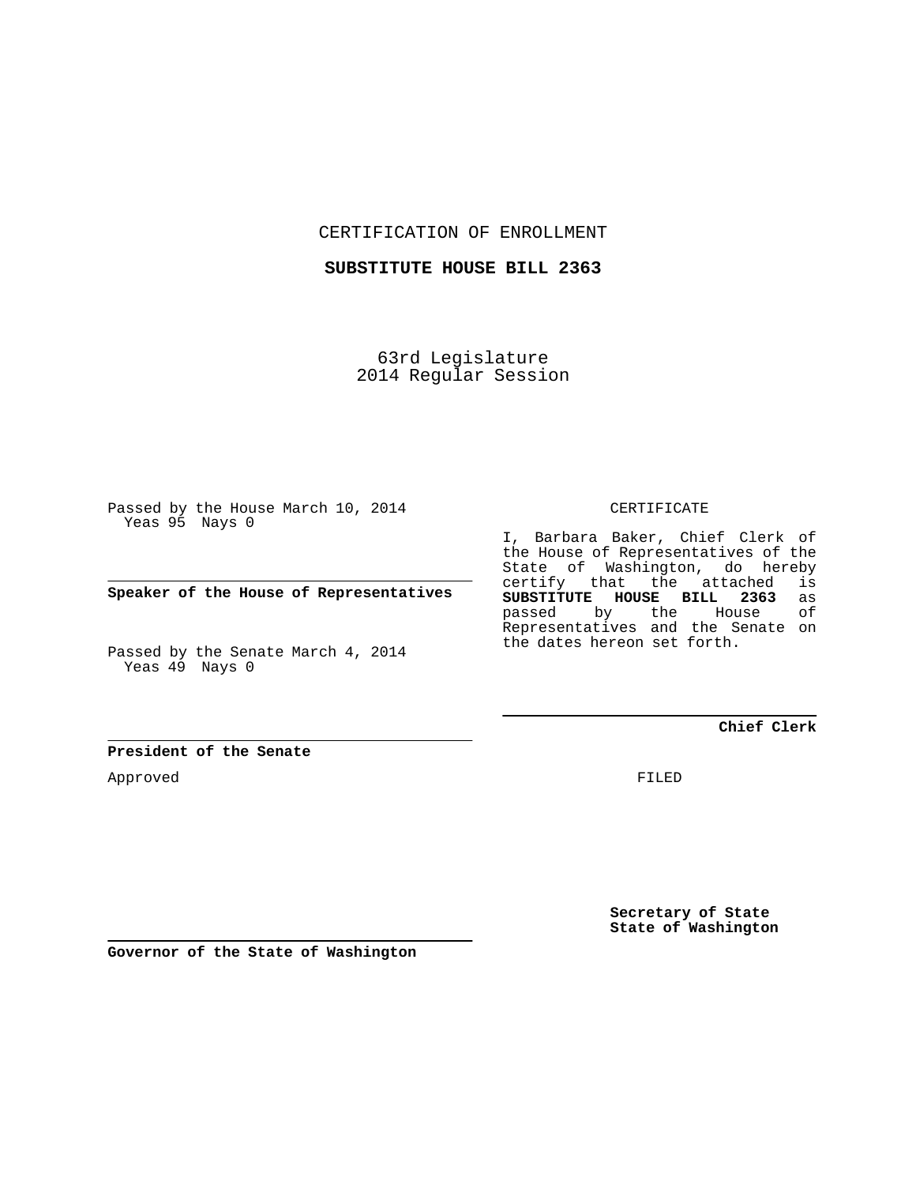CERTIFICATION OF ENROLLMENT

**SUBSTITUTE HOUSE BILL 2363**

63rd Legislature
2014 Regular Session

Passed by the House March 10, 2014
Yeas 95 Nays 0

**Speaker of the House of Representatives**

Passed by the Senate March 4, 2014
Yeas 49 Nays 0

**President of the Senate**

Approved

**Governor of the State of Washington**

CERTIFICATE

I, Barbara Baker, Chief Clerk of the House of Representatives of the State of Washington, do hereby certify that the attached is **SUBSTITUTE HOUSE BILL 2363** as passed by the House of Representatives and the Senate on the dates hereon set forth.

**Chief Clerk**

FILED

**Secretary of State**
**State of Washington**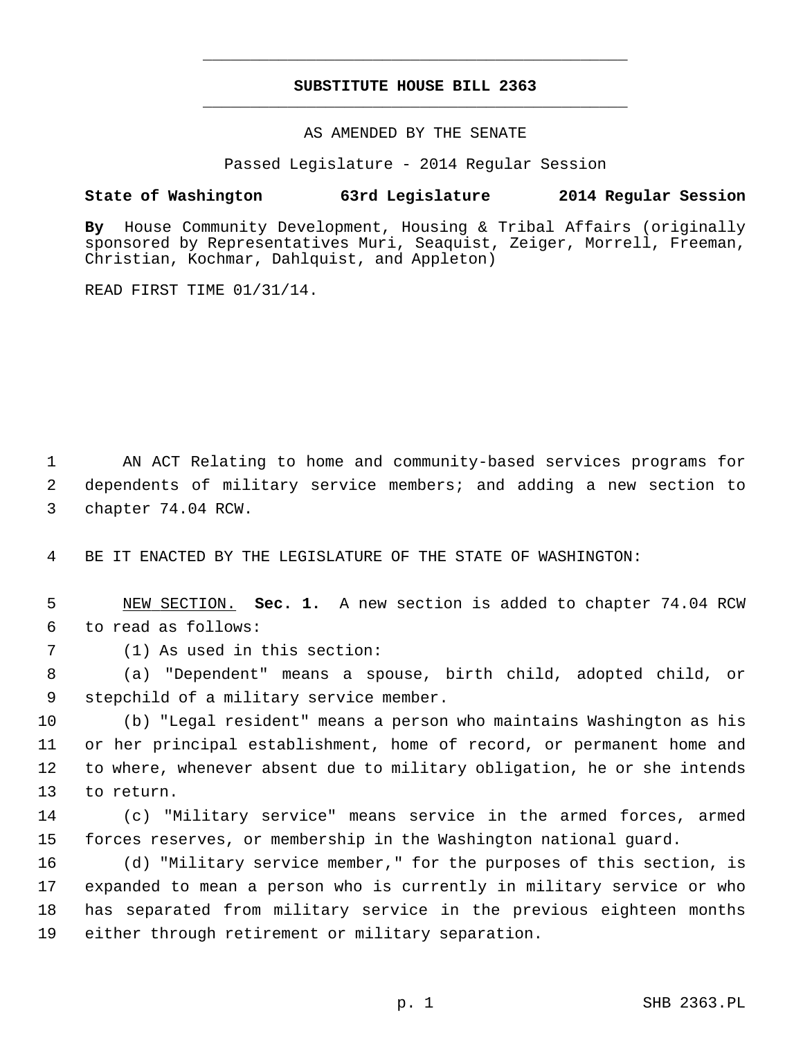# SUBSTITUTE HOUSE BILL 2363

AS AMENDED BY THE SENATE

Passed Legislature - 2014 Regular Session

**State of Washington 63rd Legislature 2014 Regular Session**

**By** House Community Development, Housing & Tribal Affairs (originally sponsored by Representatives Muri, Seaquist, Zeiger, Morrell, Freeman, Christian, Kochmar, Dahlquist, and Appleton)

READ FIRST TIME 01/31/14.

AN ACT Relating to home and community-based services programs for dependents of military service members; and adding a new section to chapter 74.04 RCW.

BE IT ENACTED BY THE LEGISLATURE OF THE STATE OF WASHINGTON:

NEW SECTION. **Sec. 1.** A new section is added to chapter 74.04 RCW to read as follows:

(1) As used in this section:

(a) "Dependent" means a spouse, birth child, adopted child, or stepchild of a military service member.

(b) "Legal resident" means a person who maintains Washington as his or her principal establishment, home of record, or permanent home and to where, whenever absent due to military obligation, he or she intends to return.

(c) "Military service" means service in the armed forces, armed forces reserves, or membership in the Washington national guard.

(d) "Military service member," for the purposes of this section, is expanded to mean a person who is currently in military service or who has separated from military service in the previous eighteen months either through retirement or military separation.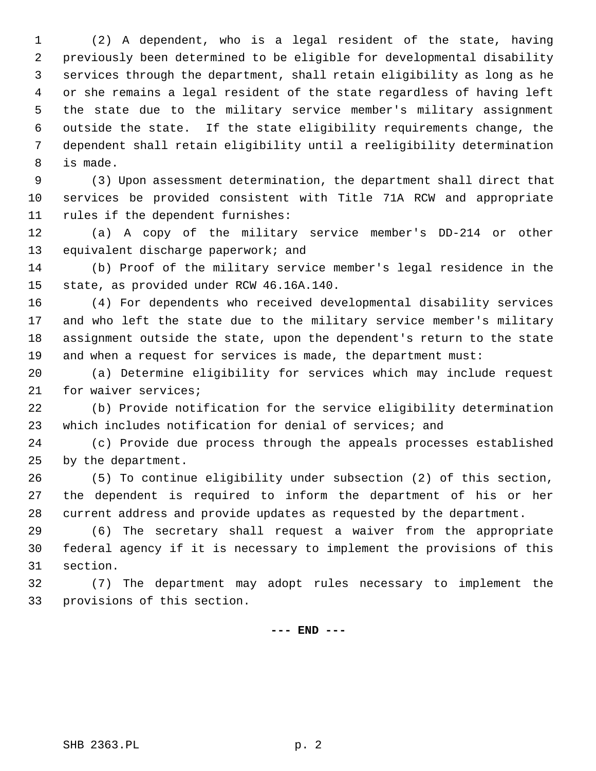(2) A dependent, who is a legal resident of the state, having previously been determined to be eligible for developmental disability services through the department, shall retain eligibility as long as he or she remains a legal resident of the state regardless of having left the state due to the military service member's military assignment outside the state. If the state eligibility requirements change, the dependent shall retain eligibility until a reeligibility determination is made.

(3) Upon assessment determination, the department shall direct that services be provided consistent with Title 71A RCW and appropriate rules if the dependent furnishes:

(a) A copy of the military service member's DD-214 or other equivalent discharge paperwork; and

(b) Proof of the military service member's legal residence in the state, as provided under RCW 46.16A.140.

(4) For dependents who received developmental disability services and who left the state due to the military service member's military assignment outside the state, upon the dependent's return to the state and when a request for services is made, the department must:

(a) Determine eligibility for services which may include request for waiver services;

(b) Provide notification for the service eligibility determination which includes notification for denial of services; and

(c) Provide due process through the appeals processes established by the department.

(5) To continue eligibility under subsection (2) of this section, the dependent is required to inform the department of his or her current address and provide updates as requested by the department.

(6) The secretary shall request a waiver from the appropriate federal agency if it is necessary to implement the provisions of this section.

(7) The department may adopt rules necessary to implement the provisions of this section.

**--- END ---**